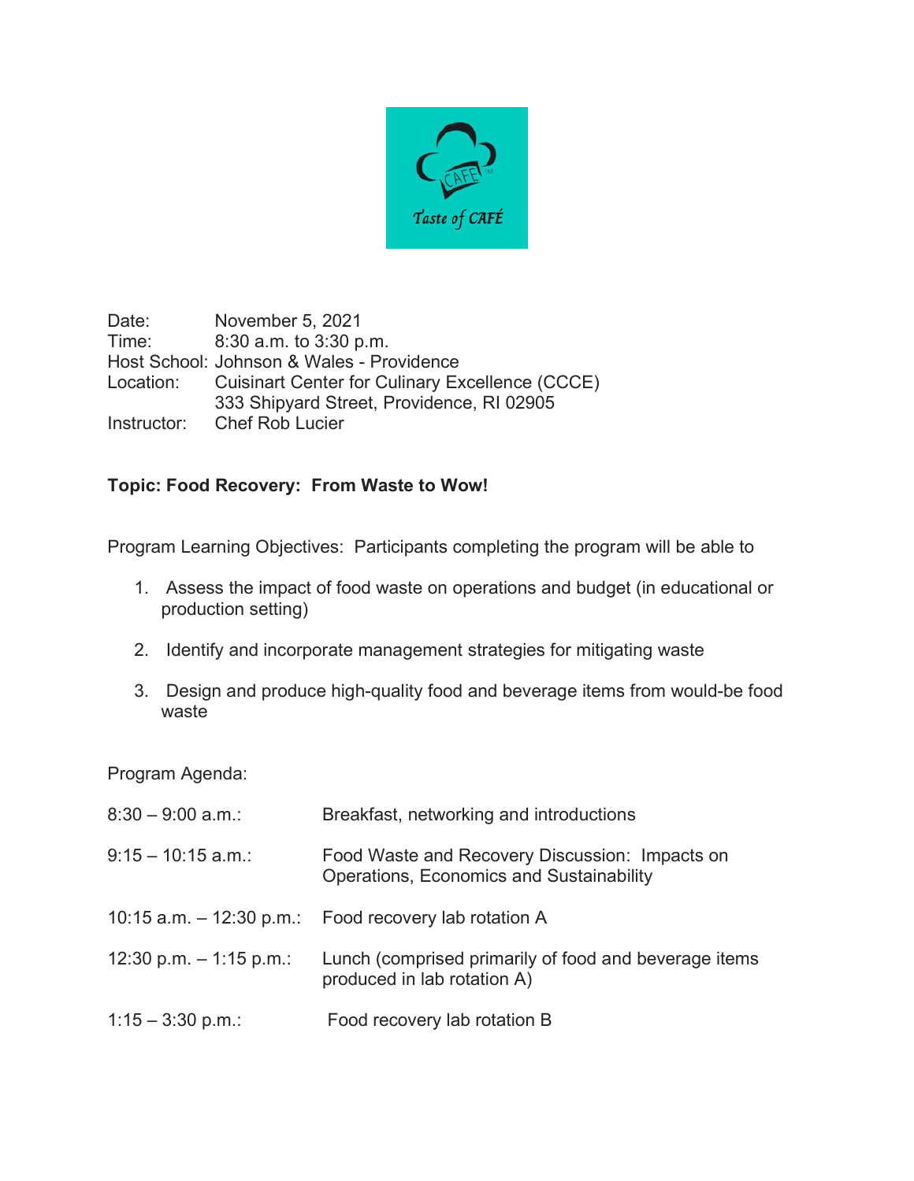Date: November 5, 2021
Time: 8:30 a.m. to 3:30 p.m.
Host School: Johnson & Wales - Providence
Location: Cuisinart Center for Culinary Excellence (CCCE)
333 Shipyard Street, Providence, RI 02905
Instructor: Chef Rob Lucier

**Topic: Food Recovery: From Waste to Wow!**

Program Learning Objectives: Participants completing the program will be able to

1. Assess the impact of food waste on operations and budget (in educational or production setting)
2. Identify and incorporate management strategies for mitigating waste
3. Design and produce high-quality food and beverage items from would-be food waste

Program Agenda:

| | |
|---|---|
| 8:30 – 9:00 a.m.: | Breakfast, networking and introductions |
| 9:15 – 10:15 a.m.: | Food Waste and Recovery Discussion: Impacts on Operations, Economics and Sustainability |
| 10:15 a.m. – 12:30 p.m.: | Food recovery lab rotation A |
| 12:30 p.m. – 1:15 p.m.: | Lunch (comprised primarily of food and beverage items produced in lab rotation A) |
| 1:15 – 3:30 p.m.: | Food recovery lab rotation B |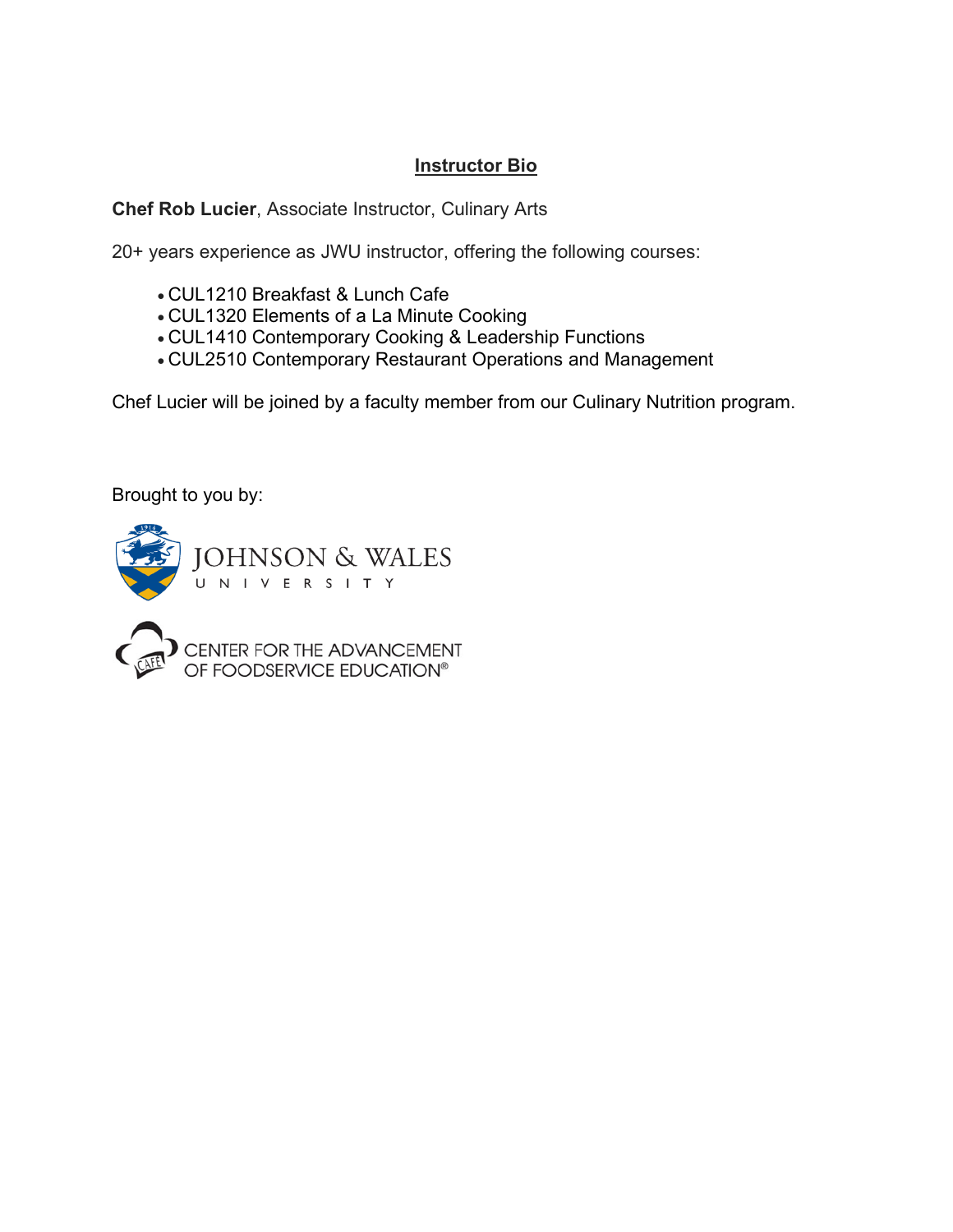## Instructor Bio

**Chef Rob Lucier**, Associate Instructor, Culinary Arts

20+ years experience as JWU instructor, offering the following courses:

- CUL1210 Breakfast & Lunch Cafe
- CUL1320 Elements of a La Minute Cooking
- CUL1410 Contemporary Cooking & Leadership Functions
- CUL2510 Contemporary Restaurant Operations and Management

Chef Lucier will be joined by a faculty member from our Culinary Nutrition program.

Brought to you by:

JOHNSON & WALES UNIVERSITY

CENTER FOR THE ADVANCEMENT OF FOODSERVICE EDUCATION®